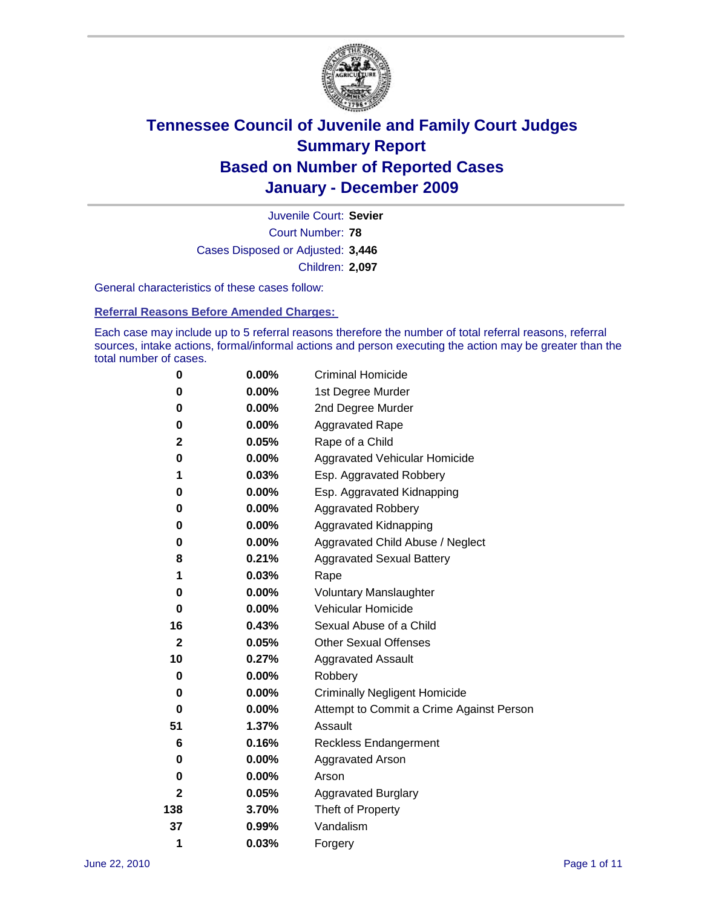# Tennessee Council of Juvenile and Family Court Judges
# Summary Report
# Based on Number of Reported Cases
# January - December 2009

Juvenile Court: **Sevier**

Court Number: **78**

Cases Disposed or Adjusted: **3,446**

Children: **2,097**

General characteristics of these cases follow:

## Referral Reasons Before Amended Charges:

Each case may include up to 5 referral reasons therefore the number of total referral reasons, referral sources, intake actions, formal/informal actions and person executing the action may be greater than the total number of cases.

| Count | Percent | Referral Reason |
|---|---|---|
| 0 | 0.00% | Criminal Homicide |
| 0 | 0.00% | 1st Degree Murder |
| 0 | 0.00% | 2nd Degree Murder |
| 0 | 0.00% | Aggravated Rape |
| 2 | 0.05% | Rape of a Child |
| 0 | 0.00% | Aggravated Vehicular Homicide |
| 1 | 0.03% | Esp. Aggravated Robbery |
| 0 | 0.00% | Esp. Aggravated Kidnapping |
| 0 | 0.00% | Aggravated Robbery |
| 0 | 0.00% | Aggravated Kidnapping |
| 0 | 0.00% | Aggravated Child Abuse / Neglect |
| 8 | 0.21% | Aggravated Sexual Battery |
| 1 | 0.03% | Rape |
| 0 | 0.00% | Voluntary Manslaughter |
| 0 | 0.00% | Vehicular Homicide |
| 16 | 0.43% | Sexual Abuse of a Child |
| 2 | 0.05% | Other Sexual Offenses |
| 10 | 0.27% | Aggravated Assault |
| 0 | 0.00% | Robbery |
| 0 | 0.00% | Criminally Negligent Homicide |
| 0 | 0.00% | Attempt to Commit a Crime Against Person |
| 51 | 1.37% | Assault |
| 6 | 0.16% | Reckless Endangerment |
| 0 | 0.00% | Aggravated Arson |
| 0 | 0.00% | Arson |
| 2 | 0.05% | Aggravated Burglary |
| 138 | 3.70% | Theft of Property |
| 37 | 0.99% | Vandalism |
| 1 | 0.03% | Forgery |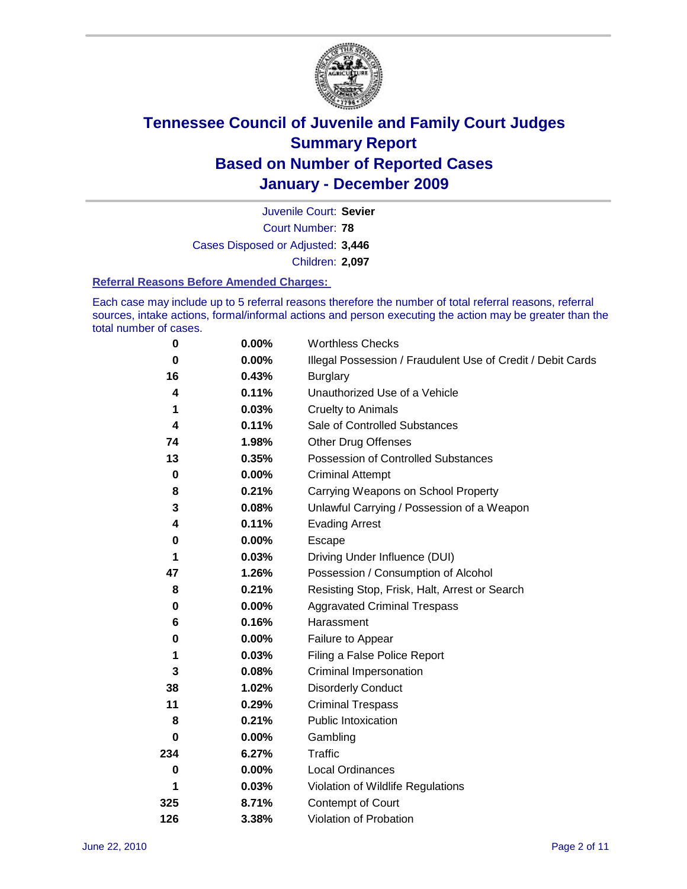# Tennessee Council of Juvenile and Family Court Judges
## Summary Report
## Based on Number of Reported Cases
## January - December 2009

Juvenile Court: **Sevier**

Court Number: **78**

Cases Disposed or Adjusted: **3,446**

Children: **2,097**

### Referral Reasons Before Amended Charges:

Each case may include up to 5 referral reasons therefore the number of total referral reasons, referral sources, intake actions, formal/informal actions and person executing the action may be greater than the total number of cases.

| | | |
|---|---|---|
| 0 | 0.00% | Worthless Checks |
| 0 | 0.00% | Illegal Possession / Fraudulent Use of Credit / Debit Cards |
| 16 | 0.43% | Burglary |
| 4 | 0.11% | Unauthorized Use of a Vehicle |
| 1 | 0.03% | Cruelty to Animals |
| 4 | 0.11% | Sale of Controlled Substances |
| 74 | 1.98% | Other Drug Offenses |
| 13 | 0.35% | Possession of Controlled Substances |
| 0 | 0.00% | Criminal Attempt |
| 8 | 0.21% | Carrying Weapons on School Property |
| 3 | 0.08% | Unlawful Carrying / Possession of a Weapon |
| 4 | 0.11% | Evading Arrest |
| 0 | 0.00% | Escape |
| 1 | 0.03% | Driving Under Influence (DUI) |
| 47 | 1.26% | Possession / Consumption of Alcohol |
| 8 | 0.21% | Resisting Stop, Frisk, Halt, Arrest or Search |
| 0 | 0.00% | Aggravated Criminal Trespass |
| 6 | 0.16% | Harassment |
| 0 | 0.00% | Failure to Appear |
| 1 | 0.03% | Filing a False Police Report |
| 3 | 0.08% | Criminal Impersonation |
| 38 | 1.02% | Disorderly Conduct |
| 11 | 0.29% | Criminal Trespass |
| 8 | 0.21% | Public Intoxication |
| 0 | 0.00% | Gambling |
| 234 | 6.27% | Traffic |
| 0 | 0.00% | Local Ordinances |
| 1 | 0.03% | Violation of Wildlife Regulations |
| 325 | 8.71% | Contempt of Court |
| 126 | 3.38% | Violation of Probation |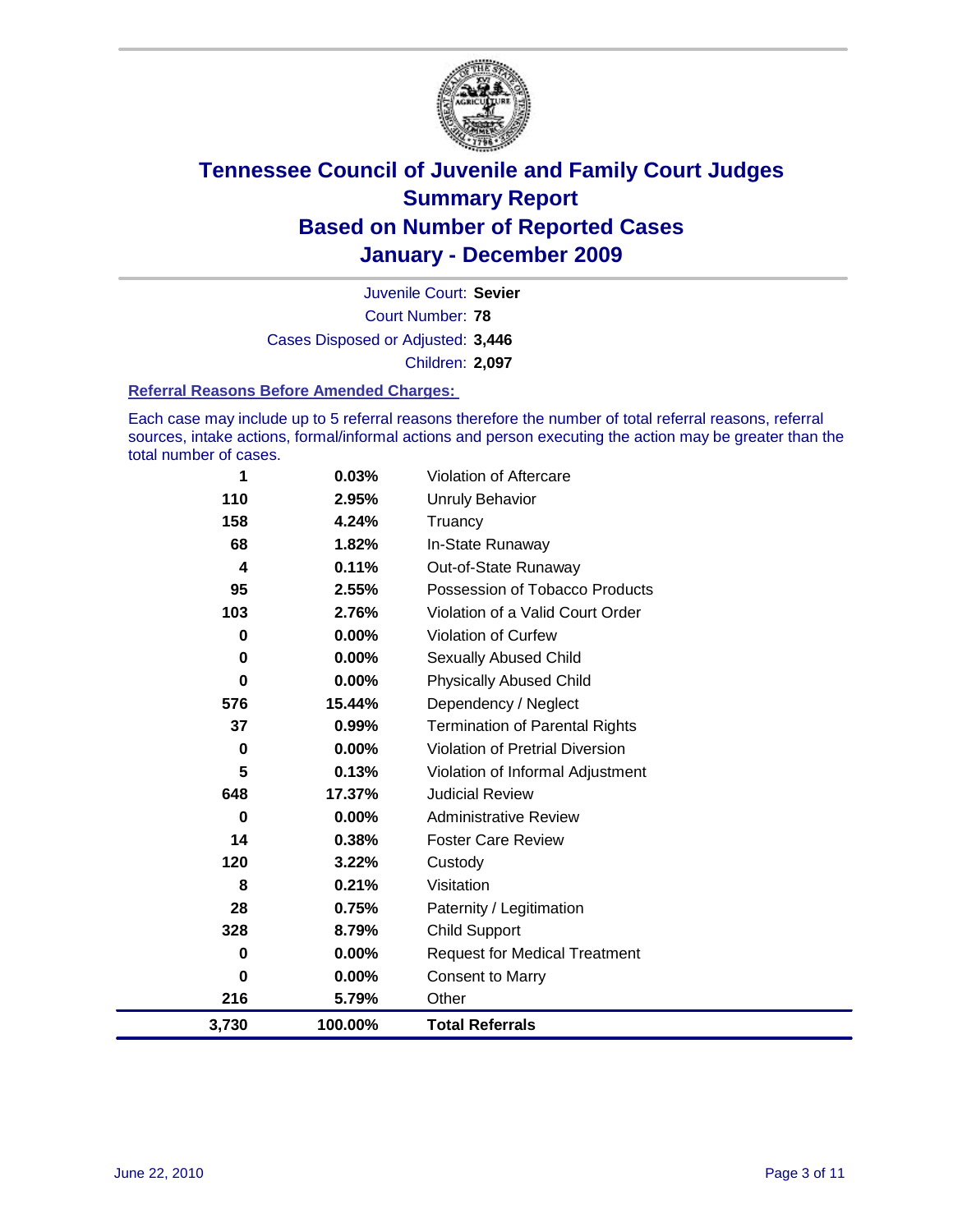# Tennessee Council of Juvenile and Family Court Judges
# Summary Report
# Based on Number of Reported Cases
# January - December 2009

Juvenile Court: **Sevier**
Court Number: **78**
Cases Disposed or Adjusted: **3,446**
Children: **2,097**

### Referral Reasons Before Amended Charges:

Each case may include up to 5 referral reasons therefore the number of total referral reasons, referral sources, intake actions, formal/informal actions and person executing the action may be greater than the total number of cases.

| | | |
|---|---|---|
| 1 | 0.03% | Violation of Aftercare |
| 110 | 2.95% | Unruly Behavior |
| 158 | 4.24% | Truancy |
| 68 | 1.82% | In-State Runaway |
| 4 | 0.11% | Out-of-State Runaway |
| 95 | 2.55% | Possession of Tobacco Products |
| 103 | 2.76% | Violation of a Valid Court Order |
| 0 | 0.00% | Violation of Curfew |
| 0 | 0.00% | Sexually Abused Child |
| 0 | 0.00% | Physically Abused Child |
| 576 | 15.44% | Dependency / Neglect |
| 37 | 0.99% | Termination of Parental Rights |
| 0 | 0.00% | Violation of Pretrial Diversion |
| 5 | 0.13% | Violation of Informal Adjustment |
| 648 | 17.37% | Judicial Review |
| 0 | 0.00% | Administrative Review |
| 14 | 0.38% | Foster Care Review |
| 120 | 3.22% | Custody |
| 8 | 0.21% | Visitation |
| 28 | 0.75% | Paternity / Legitimation |
| 328 | 8.79% | Child Support |
| 0 | 0.00% | Request for Medical Treatment |
| 0 | 0.00% | Consent to Marry |
| 216 | 5.79% | Other |
| **3,730** | **100.00%** | **Total Referrals** |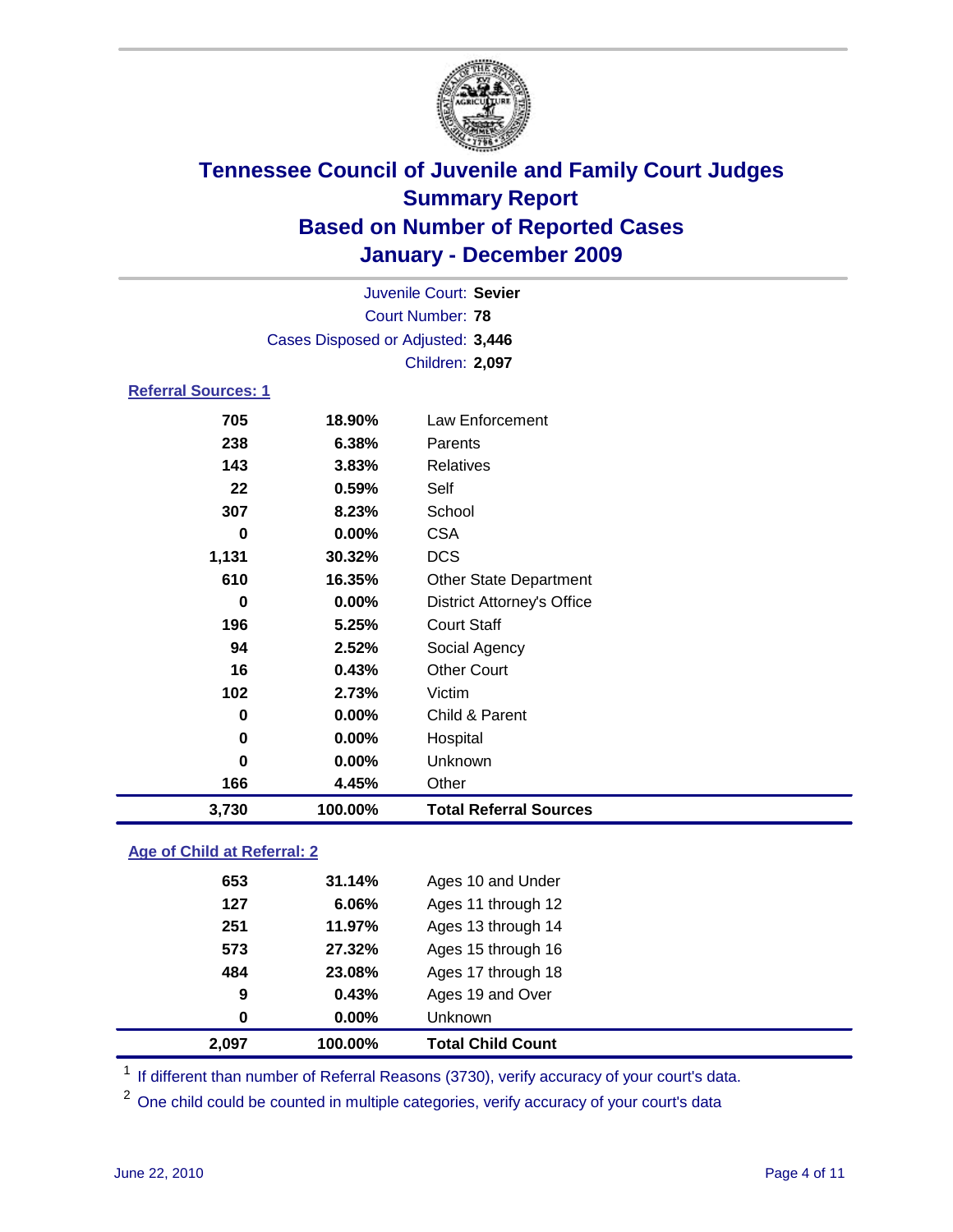# Tennessee Council of Juvenile and Family Court Judges
## Summary Report
## Based on Number of Reported Cases
## January - December 2009

Juvenile Court: **Sevier**
Court Number: **78**
Cases Disposed or Adjusted: **3,446**
Children: **2,097**

### Referral Sources: 1

| | | |
|---|---|---|
| 705 | 18.90% | Law Enforcement |
| 238 | 6.38% | Parents |
| 143 | 3.83% | Relatives |
| 22 | 0.59% | Self |
| 307 | 8.23% | School |
| 0 | 0.00% | CSA |
| 1,131 | 30.32% | DCS |
| 610 | 16.35% | Other State Department |
| 0 | 0.00% | District Attorney's Office |
| 196 | 5.25% | Court Staff |
| 94 | 2.52% | Social Agency |
| 16 | 0.43% | Other Court |
| 102 | 2.73% | Victim |
| 0 | 0.00% | Child & Parent |
| 0 | 0.00% | Hospital |
| 0 | 0.00% | Unknown |
| 166 | 4.45% | Other |
| **3,730** | **100.00%** | **Total Referral Sources** |

### Age of Child at Referral: 2

| | | |
|---|---|---|
| 653 | 31.14% | Ages 10 and Under |
| 127 | 6.06% | Ages 11 through 12 |
| 251 | 11.97% | Ages 13 through 14 |
| 573 | 27.32% | Ages 15 through 16 |
| 484 | 23.08% | Ages 17 through 18 |
| 9 | 0.43% | Ages 19 and Over |
| 0 | 0.00% | Unknown |
| **2,097** | **100.00%** | **Total Child Count** |

[1] If different than number of Referral Reasons (3730), verify accuracy of your court's data.

[2] One child could be counted in multiple categories, verify accuracy of your court's data

June 22, 2010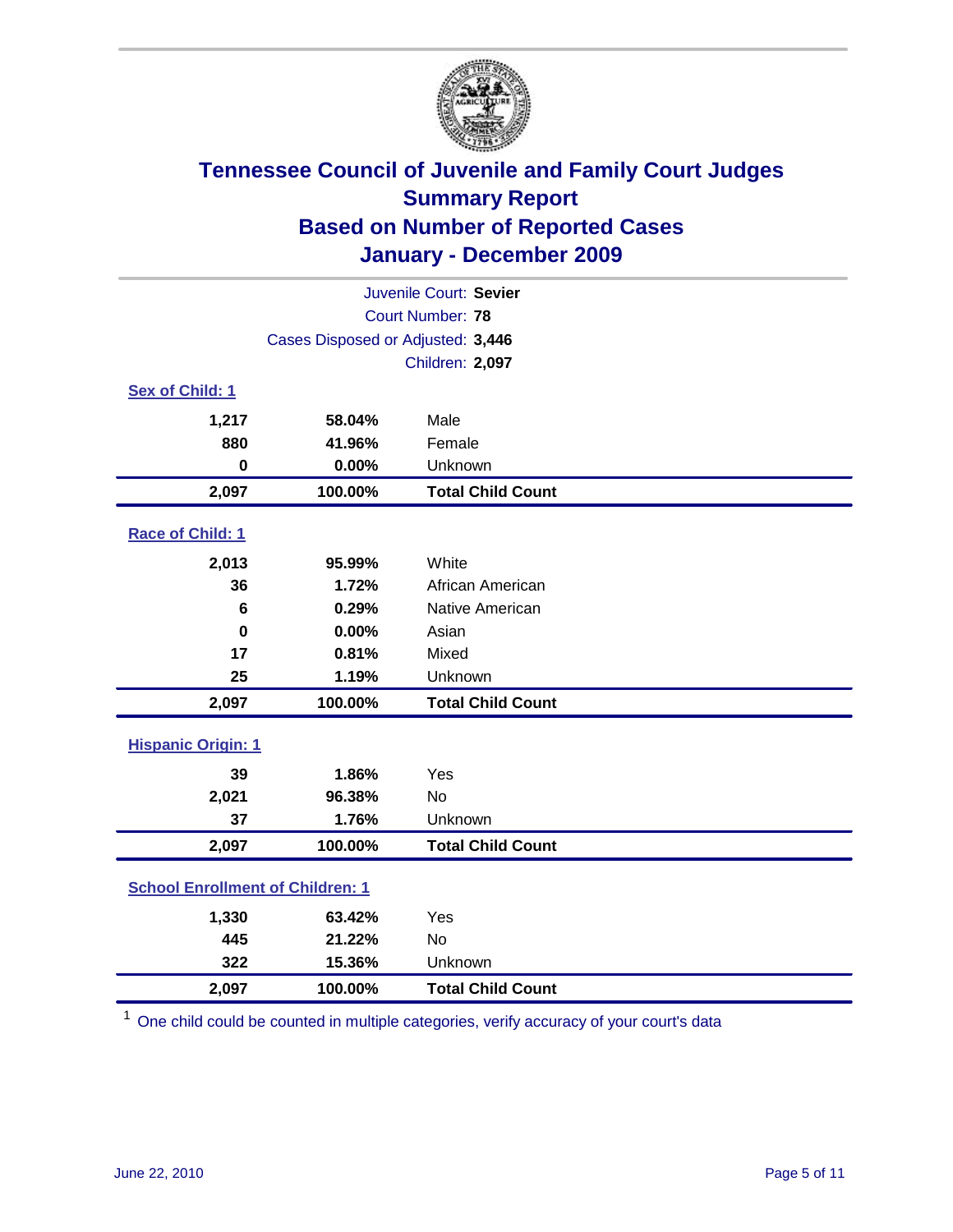# Tennessee Council of Juvenile and Family Court Judges
## Summary Report
## Based on Number of Reported Cases
## January - December 2009

Juvenile Court: **Sevier**

Court Number: **78**

Cases Disposed or Adjusted: **3,446**

Children: **2,097**

### Sex of Child: 1

| | | |
|---|---|---|
| 1,217 | 58.04% | Male |
| 880 | 41.96% | Female |
| 0 | 0.00% | Unknown |
| **2,097** | **100.00%** | **Total Child Count** |

### Race of Child: 1

| | | |
|---|---|---|
| 2,013 | 95.99% | White |
| 36 | 1.72% | African American |
| 6 | 0.29% | Native American |
| 0 | 0.00% | Asian |
| 17 | 0.81% | Mixed |
| 25 | 1.19% | Unknown |
| **2,097** | **100.00%** | **Total Child Count** |

### Hispanic Origin: 1

| | | |
|---|---|---|
| 39 | 1.86% | Yes |
| 2,021 | 96.38% | No |
| 37 | 1.76% | Unknown |
| **2,097** | **100.00%** | **Total Child Count** |

### School Enrollment of Children: 1

| | | |
|---|---|---|
| 1,330 | 63.42% | Yes |
| 445 | 21.22% | No |
| 322 | 15.36% | Unknown |
| **2,097** | **100.00%** | **Total Child Count** |

[1] One child could be counted in multiple categories, verify accuracy of your court's data

June 22, 2010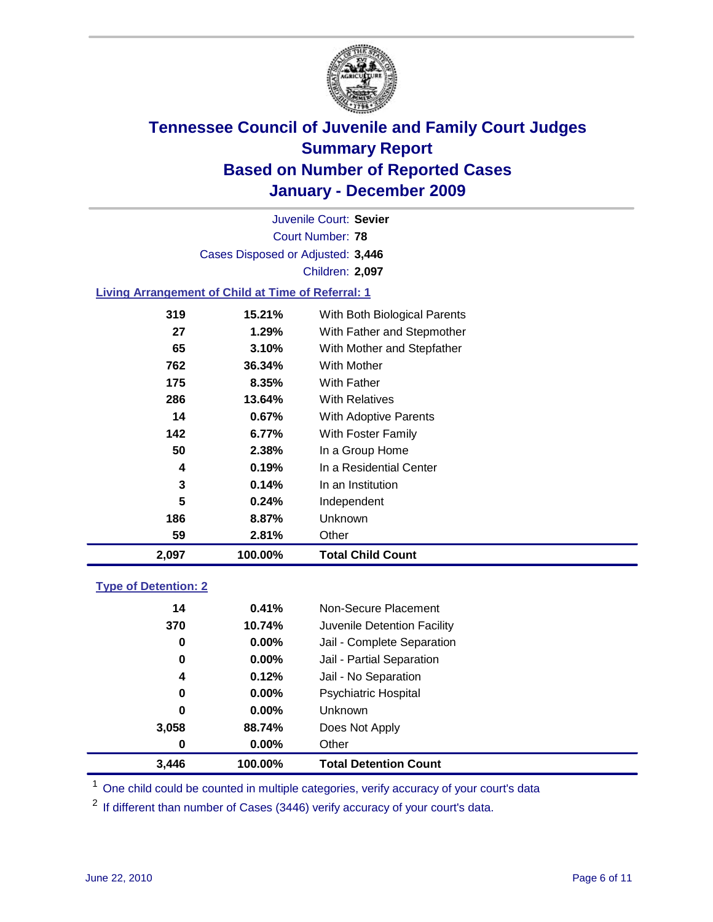# Tennessee Council of Juvenile and Family Court Judges
## Summary Report
## Based on Number of Reported Cases
## January - December 2009

Juvenile Court: **Sevier**

Court Number: **78**

Cases Disposed or Adjusted: **3,446**

Children: **2,097**

### Living Arrangement of Child at Time of Referral: 1

| | | |
|---|---|---|
| 319 | 15.21% | With Both Biological Parents |
| 27 | 1.29% | With Father and Stepmother |
| 65 | 3.10% | With Mother and Stepfather |
| 762 | 36.34% | With Mother |
| 175 | 8.35% | With Father |
| 286 | 13.64% | With Relatives |
| 14 | 0.67% | With Adoptive Parents |
| 142 | 6.77% | With Foster Family |
| 50 | 2.38% | In a Group Home |
| 4 | 0.19% | In a Residential Center |
| 3 | 0.14% | In an Institution |
| 5 | 0.24% | Independent |
| 186 | 8.87% | Unknown |
| 59 | 2.81% | Other |
| **2,097** | **100.00%** | **Total Child Count** |

### Type of Detention: 2

| | | |
|---|---|---|
| 14 | 0.41% | Non-Secure Placement |
| 370 | 10.74% | Juvenile Detention Facility |
| 0 | 0.00% | Jail - Complete Separation |
| 0 | 0.00% | Jail - Partial Separation |
| 4 | 0.12% | Jail - No Separation |
| 0 | 0.00% | Psychiatric Hospital |
| 0 | 0.00% | Unknown |
| 3,058 | 88.74% | Does Not Apply |
| 0 | 0.00% | Other |
| **3,446** | **100.00%** | **Total Detention Count** |

[1] One child could be counted in multiple categories, verify accuracy of your court's data

[2] If different than number of Cases (3446) verify accuracy of your court's data.

June 22, 2010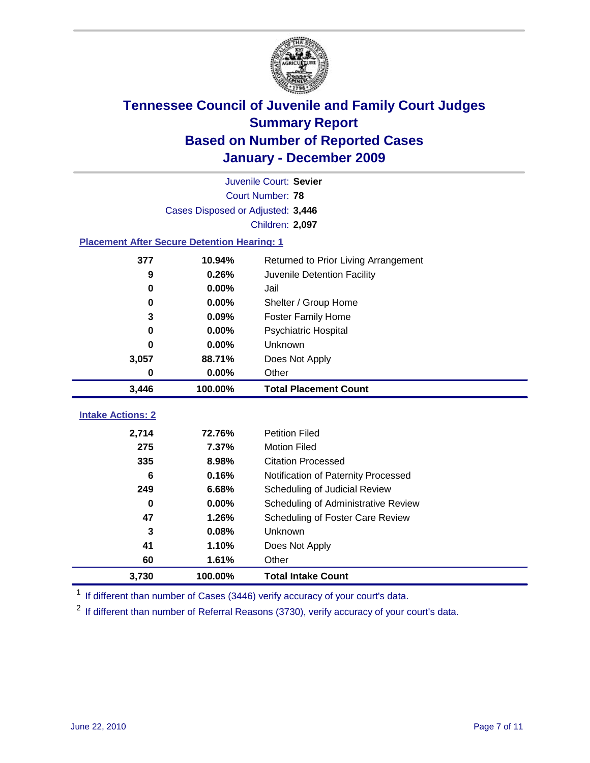# Tennessee Council of Juvenile and Family Court Judges
## Summary Report
## Based on Number of Reported Cases
## January - December 2009

Juvenile Court: **Sevier**

Court Number: **78**

Cases Disposed or Adjusted: **3,446**

Children: **2,097**

### Placement After Secure Detention Hearing: 1

| Count | Percent | Placement |
|---|---|---|
| 377 | 10.94% | Returned to Prior Living Arrangement |
| 9 | 0.26% | Juvenile Detention Facility |
| 0 | 0.00% | Jail |
| 0 | 0.00% | Shelter / Group Home |
| 3 | 0.09% | Foster Family Home |
| 0 | 0.00% | Psychiatric Hospital |
| 0 | 0.00% | Unknown |
| 3,057 | 88.71% | Does Not Apply |
| 0 | 0.00% | Other |
| **3,446** | **100.00%** | **Total Placement Count** |

### Intake Actions: 2

| Count | Percent | Intake Action |
|---|---|---|
| 2,714 | 72.76% | Petition Filed |
| 275 | 7.37% | Motion Filed |
| 335 | 8.98% | Citation Processed |
| 6 | 0.16% | Notification of Paternity Processed |
| 249 | 6.68% | Scheduling of Judicial Review |
| 0 | 0.00% | Scheduling of Administrative Review |
| 47 | 1.26% | Scheduling of Foster Care Review |
| 3 | 0.08% | Unknown |
| 41 | 1.10% | Does Not Apply |
| 60 | 1.61% | Other |
| **3,730** | **100.00%** | **Total Intake Count** |

[1] If different than number of Cases (3446) verify accuracy of your court's data.

[2] If different than number of Referral Reasons (3730), verify accuracy of your court's data.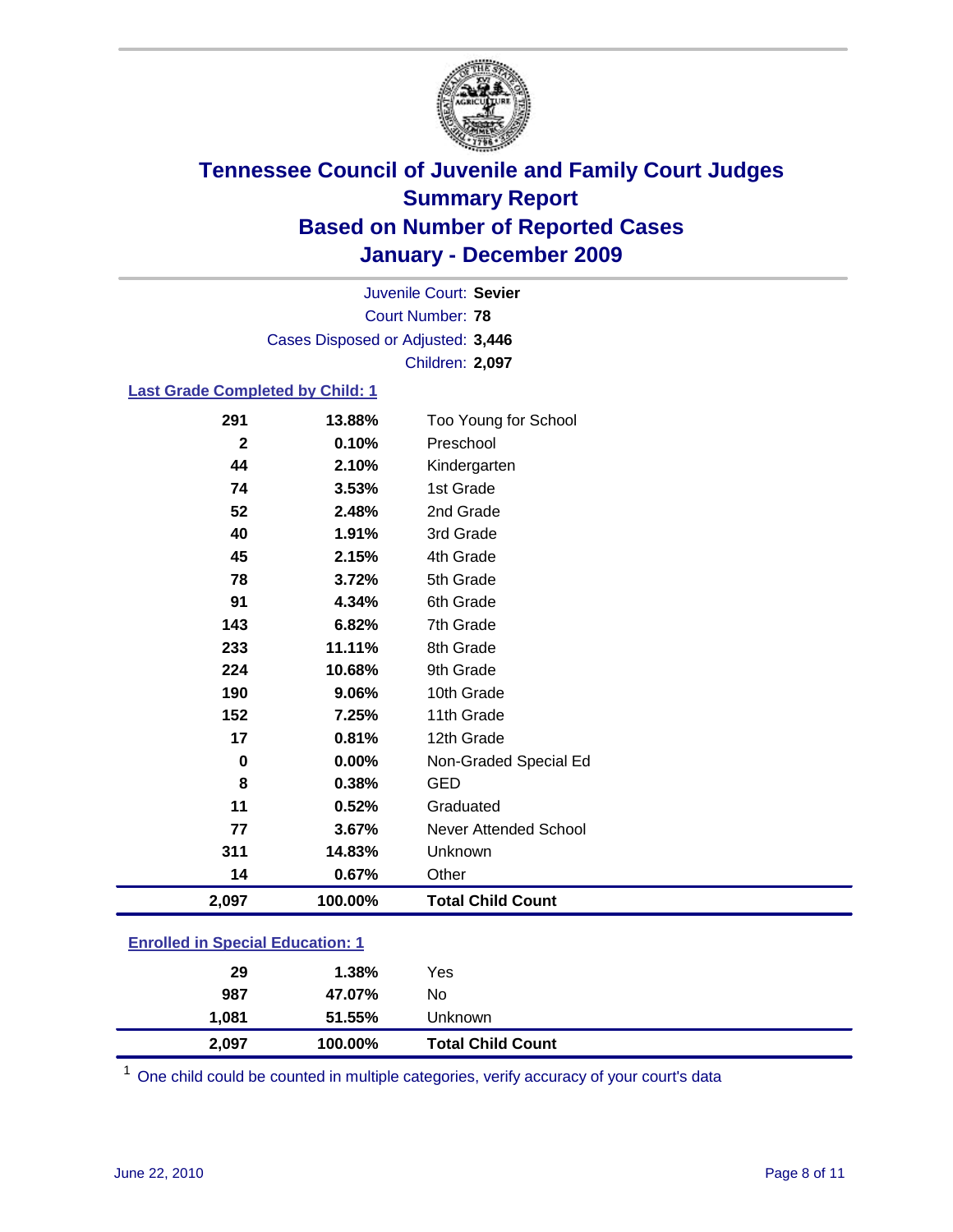# Tennessee Council of Juvenile and Family Court Judges
## Summary Report
## Based on Number of Reported Cases
## January - December 2009

Juvenile Court: **Sevier**
Court Number: **78**
Cases Disposed or Adjusted: **3,446**
Children: **2,097**

### Last Grade Completed by Child: 1

| | | |
|---|---|---|
| 291 | 13.88% | Too Young for School |
| 2 | 0.10% | Preschool |
| 44 | 2.10% | Kindergarten |
| 74 | 3.53% | 1st Grade |
| 52 | 2.48% | 2nd Grade |
| 40 | 1.91% | 3rd Grade |
| 45 | 2.15% | 4th Grade |
| 78 | 3.72% | 5th Grade |
| 91 | 4.34% | 6th Grade |
| 143 | 6.82% | 7th Grade |
| 233 | 11.11% | 8th Grade |
| 224 | 10.68% | 9th Grade |
| 190 | 9.06% | 10th Grade |
| 152 | 7.25% | 11th Grade |
| 17 | 0.81% | 12th Grade |
| 0 | 0.00% | Non-Graded Special Ed |
| 8 | 0.38% | GED |
| 11 | 0.52% | Graduated |
| 77 | 3.67% | Never Attended School |
| 311 | 14.83% | Unknown |
| 14 | 0.67% | Other |
| **2,097** | **100.00%** | **Total Child Count** |

### Enrolled in Special Education: 1

| | | |
|---|---|---|
| 29 | 1.38% | Yes |
| 987 | 47.07% | No |
| 1,081 | 51.55% | Unknown |
| **2,097** | **100.00%** | **Total Child Count** |

[1] One child could be counted in multiple categories, verify accuracy of your court's data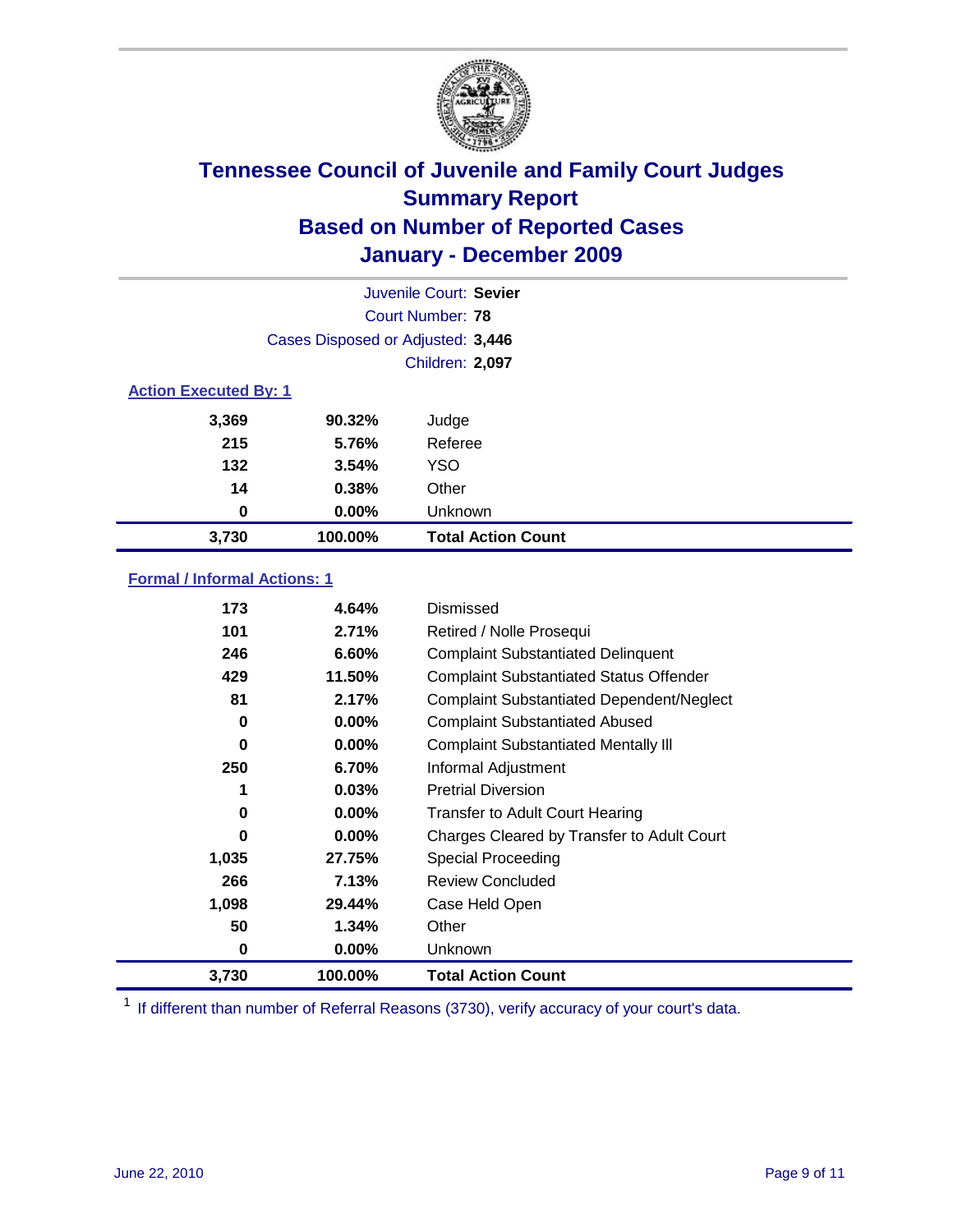# Tennessee Council of Juvenile and Family Court Judges
## Summary Report
## Based on Number of Reported Cases
## January - December 2009

Juvenile Court: **Sevier**
Court Number: **78**
Cases Disposed or Adjusted: **3,446**
Children: **2,097**

### Action Executed By: 1

| | | |
|---|---|---|
| 3,369 | 90.32% | Judge |
| 215 | 5.76% | Referee |
| 132 | 3.54% | YSO |
| 14 | 0.38% | Other |
| 0 | 0.00% | Unknown |
| **3,730** | **100.00%** | **Total Action Count** |

### Formal / Informal Actions: 1

| | | |
|---|---|---|
| 173 | 4.64% | Dismissed |
| 101 | 2.71% | Retired / Nolle Prosequi |
| 246 | 6.60% | Complaint Substantiated Delinquent |
| 429 | 11.50% | Complaint Substantiated Status Offender |
| 81 | 2.17% | Complaint Substantiated Dependent/Neglect |
| 0 | 0.00% | Complaint Substantiated Abused |
| 0 | 0.00% | Complaint Substantiated Mentally Ill |
| 250 | 6.70% | Informal Adjustment |
| 1 | 0.03% | Pretrial Diversion |
| 0 | 0.00% | Transfer to Adult Court Hearing |
| 0 | 0.00% | Charges Cleared by Transfer to Adult Court |
| 1,035 | 27.75% | Special Proceeding |
| 266 | 7.13% | Review Concluded |
| 1,098 | 29.44% | Case Held Open |
| 50 | 1.34% | Other |
| 0 | 0.00% | Unknown |
| **3,730** | **100.00%** | **Total Action Count** |

[1] If different than number of Referral Reasons (3730), verify accuracy of your court's data.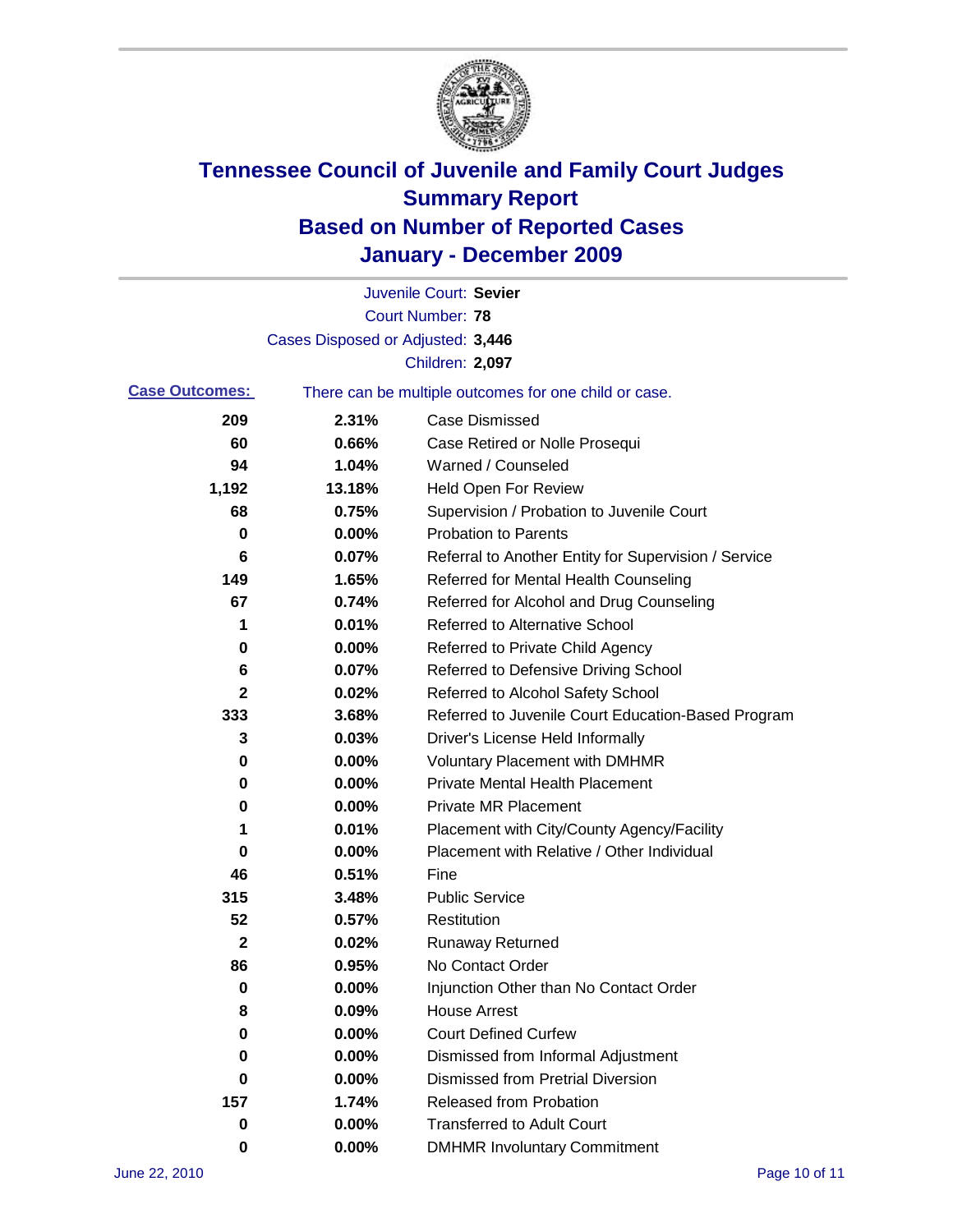# Tennessee Council of Juvenile and Family Court Judges
# Summary Report
# Based on Number of Reported Cases
# January - December 2009

Juvenile Court: **Sevier**
Court Number: **78**
Cases Disposed or Adjusted: **3,446**
Children: **2,097**

**Case Outcomes:** There can be multiple outcomes for one child or case.

| | | |
|---|---|---|
| 209 | 2.31% | Case Dismissed |
| 60 | 0.66% | Case Retired or Nolle Prosequi |
| 94 | 1.04% | Warned / Counseled |
| 1,192 | 13.18% | Held Open For Review |
| 68 | 0.75% | Supervision / Probation to Juvenile Court |
| 0 | 0.00% | Probation to Parents |
| 6 | 0.07% | Referral to Another Entity for Supervision / Service |
| 149 | 1.65% | Referred for Mental Health Counseling |
| 67 | 0.74% | Referred for Alcohol and Drug Counseling |
| 1 | 0.01% | Referred to Alternative School |
| 0 | 0.00% | Referred to Private Child Agency |
| 6 | 0.07% | Referred to Defensive Driving School |
| 2 | 0.02% | Referred to Alcohol Safety School |
| 333 | 3.68% | Referred to Juvenile Court Education-Based Program |
| 3 | 0.03% | Driver's License Held Informally |
| 0 | 0.00% | Voluntary Placement with DMHMR |
| 0 | 0.00% | Private Mental Health Placement |
| 0 | 0.00% | Private MR Placement |
| 1 | 0.01% | Placement with City/County Agency/Facility |
| 0 | 0.00% | Placement with Relative / Other Individual |
| 46 | 0.51% | Fine |
| 315 | 3.48% | Public Service |
| 52 | 0.57% | Restitution |
| 2 | 0.02% | Runaway Returned |
| 86 | 0.95% | No Contact Order |
| 0 | 0.00% | Injunction Other than No Contact Order |
| 8 | 0.09% | House Arrest |
| 0 | 0.00% | Court Defined Curfew |
| 0 | 0.00% | Dismissed from Informal Adjustment |
| 0 | 0.00% | Dismissed from Pretrial Diversion |
| 157 | 1.74% | Released from Probation |
| 0 | 0.00% | Transferred to Adult Court |
| 0 | 0.00% | DMHMR Involuntary Commitment |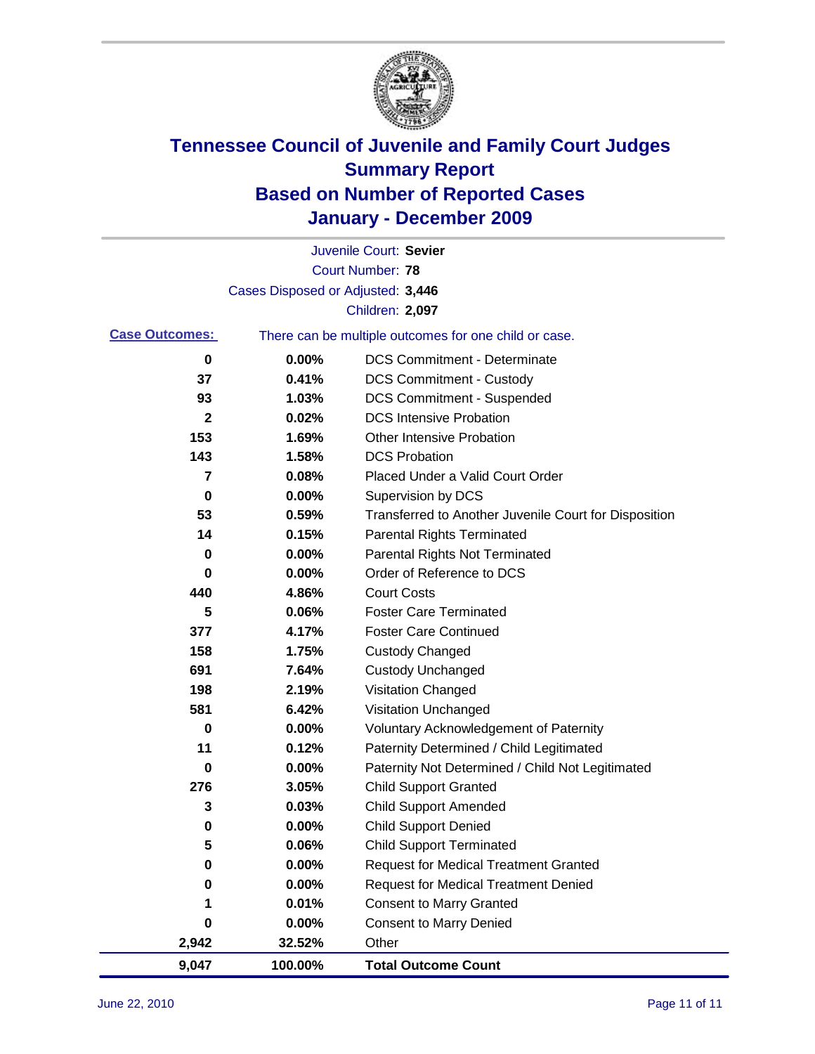# Tennessee Council of Juvenile and Family Court Judges
## Summary Report
## Based on Number of Reported Cases
## January - December 2009

Juvenile Court: **Sevier**
Court Number: **78**
Cases Disposed or Adjusted: **3,446**
Children: **2,097**

**Case Outcomes:** There can be multiple outcomes for one child or case.

| | | |
|---|---|---|
| 0 | 0.00% | DCS Commitment - Determinate |
| 37 | 0.41% | DCS Commitment - Custody |
| 93 | 1.03% | DCS Commitment - Suspended |
| 2 | 0.02% | DCS Intensive Probation |
| 153 | 1.69% | Other Intensive Probation |
| 143 | 1.58% | DCS Probation |
| 7 | 0.08% | Placed Under a Valid Court Order |
| 0 | 0.00% | Supervision by DCS |
| 53 | 0.59% | Transferred to Another Juvenile Court for Disposition |
| 14 | 0.15% | Parental Rights Terminated |
| 0 | 0.00% | Parental Rights Not Terminated |
| 0 | 0.00% | Order of Reference to DCS |
| 440 | 4.86% | Court Costs |
| 5 | 0.06% | Foster Care Terminated |
| 377 | 4.17% | Foster Care Continued |
| 158 | 1.75% | Custody Changed |
| 691 | 7.64% | Custody Unchanged |
| 198 | 2.19% | Visitation Changed |
| 581 | 6.42% | Visitation Unchanged |
| 0 | 0.00% | Voluntary Acknowledgement of Paternity |
| 11 | 0.12% | Paternity Determined / Child Legitimated |
| 0 | 0.00% | Paternity Not Determined / Child Not Legitimated |
| 276 | 3.05% | Child Support Granted |
| 3 | 0.03% | Child Support Amended |
| 0 | 0.00% | Child Support Denied |
| 5 | 0.06% | Child Support Terminated |
| 0 | 0.00% | Request for Medical Treatment Granted |
| 0 | 0.00% | Request for Medical Treatment Denied |
| 1 | 0.01% | Consent to Marry Granted |
| 0 | 0.00% | Consent to Marry Denied |
| 2,942 | 32.52% | Other |
| **9,047** | **100.00%** | **Total Outcome Count** |

June 22, 2010